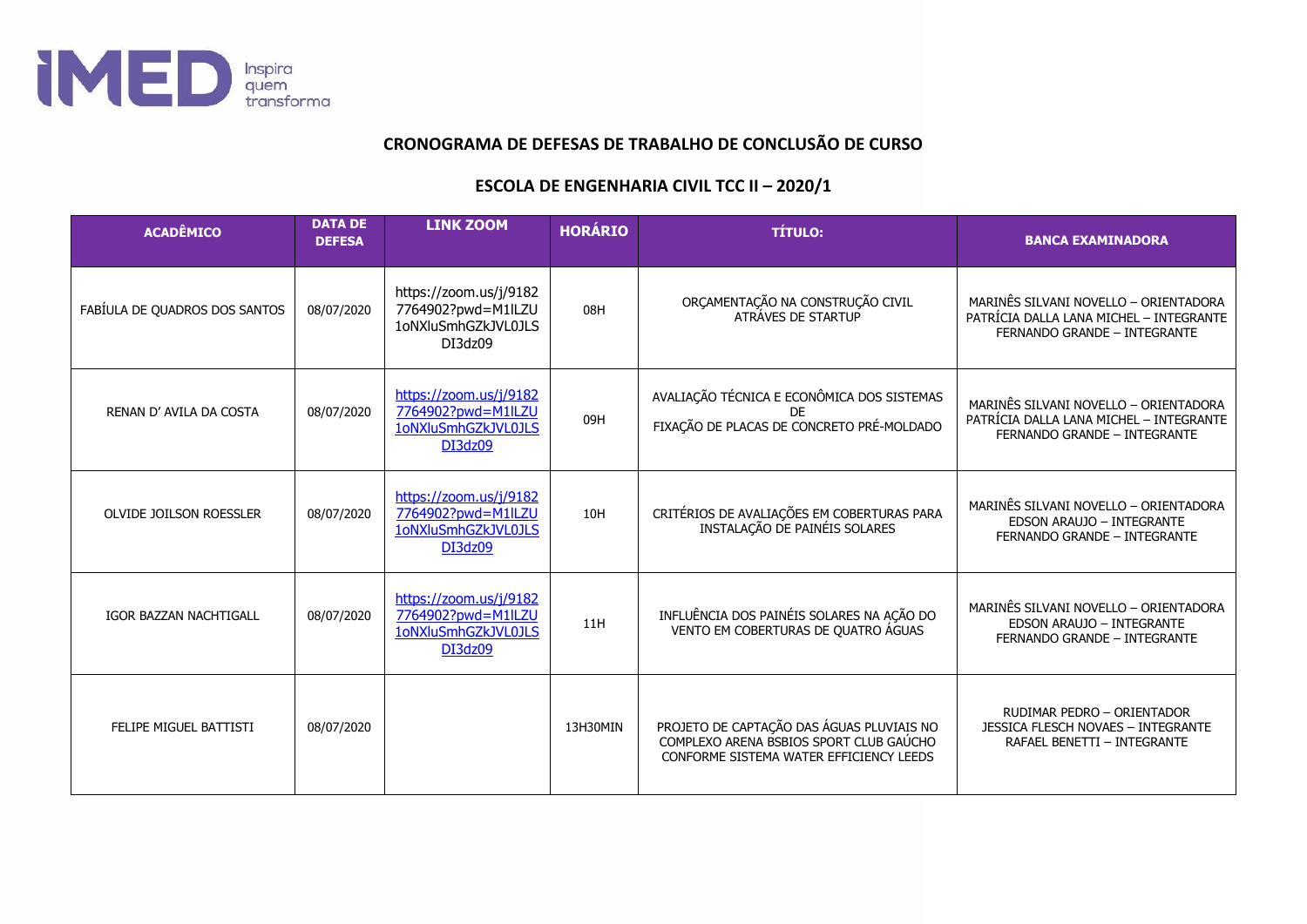## CRONOGRAMA DE DEFESAS DE TRABALHO DE CONCLUSÃO DE CURSO

## ESCOLA DE ENGENHARIA CIVIL TCC II – 2020/1

| ACADÊMICO | DATA DE DEFESA | LINK ZOOM | HORÁRIO | TÍTULO: | BANCA EXAMINADORA |
|---|---|---|---|---|---|
| FABÍULA DE QUADROS DOS SANTOS | 08/07/2020 | https://zoom.us/j/91827764902?pwd=M1lLZU1oNXluSmhGZkJVL0JLSDI3dz09 | 08H | ORÇAMENTAÇÃO NA CONSTRUÇÃO CIVIL ATRÁVES DE STARTUP | MARINÊS SILVANI NOVELLO – ORIENTADORA<br>PATRÍCIA DALLA LANA MICHEL – INTEGRANTE<br>FERNANDO GRANDE – INTEGRANTE |
| RENAN D' AVILA DA COSTA | 08/07/2020 | https://zoom.us/j/91827764902?pwd=M1lLZU1oNXluSmhGZkJVL0JLSDI3dz09 | 09H | AVALIAÇÃO TÉCNICA E ECONÔMICA DOS SISTEMAS DE FIXAÇÃO DE PLACAS DE CONCRETO PRÉ-MOLDADO | MARINÊS SILVANI NOVELLO – ORIENTADORA<br>PATRÍCIA DALLA LANA MICHEL – INTEGRANTE<br>FERNANDO GRANDE – INTEGRANTE |
| OLVIDE JOILSON ROESSLER | 08/07/2020 | https://zoom.us/j/91827764902?pwd=M1lLZU1oNXluSmhGZkJVL0JLSDI3dz09 | 10H | CRITÉRIOS DE AVALIAÇÕES EM COBERTURAS PARA INSTALAÇÃO DE PAINÉIS SOLARES | MARINÊS SILVANI NOVELLO – ORIENTADORA<br>EDSON ARAUJO – INTEGRANTE<br>FERNANDO GRANDE – INTEGRANTE |
| IGOR BAZZAN NACHTIGALL | 08/07/2020 | https://zoom.us/j/91827764902?pwd=M1lLZU1oNXluSmhGZkJVL0JLSDI3dz09 | 11H | INFLUÊNCIA DOS PAINÉIS SOLARES NA AÇÃO DO VENTO EM COBERTURAS DE QUATRO ÁGUAS | MARINÊS SILVANI NOVELLO – ORIENTADORA<br>EDSON ARAUJO – INTEGRANTE<br>FERNANDO GRANDE – INTEGRANTE |
| FELIPE MIGUEL BATTISTI | 08/07/2020 | | 13H30MIN | PROJETO DE CAPTAÇÃO DAS ÁGUAS PLUVIAIS NO COMPLEXO ARENA BSBIOS SPORT CLUB GAÚCHO CONFORME SISTEMA WATER EFFICIENCY LEEDS | RUDIMAR PEDRO – ORIENTADOR<br>JESSICA FLESCH NOVAES – INTEGRANTE<br>RAFAEL BENETTI – INTEGRANTE |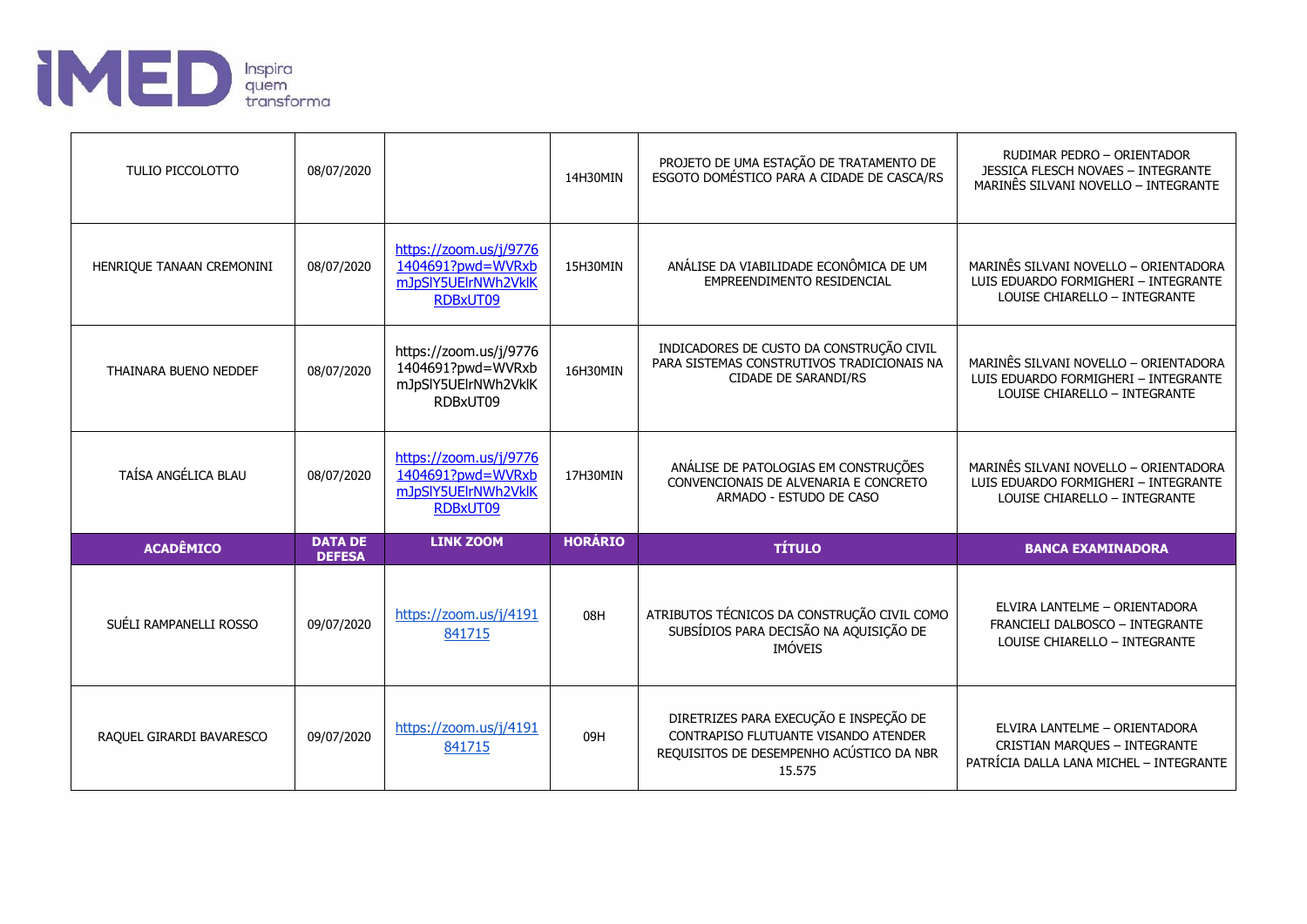| ACADÊMICO | DATA DE DEFESA | LINK ZOOM | HORÁRIO | TÍTULO | BANCA EXAMINADORA |
|---|---|---|---|---|---|
| TULIO PICCOLOTTO | 08/07/2020 | | 14H30MIN | PROJETO DE UMA ESTAÇÃO DE TRATAMENTO DE ESGOTO DOMÉSTICO PARA A CIDADE DE CASCA/RS | RUDIMAR PEDRO – ORIENTADOR<br>JESSICA FLESCH NOVAES – INTEGRANTE<br>MARINÊS SILVANI NOVELLO – INTEGRANTE |
| HENRIQUE TANAAN CREMONINI | 08/07/2020 | https://zoom.us/j/97761404691?pwd=WVRxbmJpSlY5UElrNWh2VklKRDBxUT09 | 15H30MIN | ANÁLISE DA VIABILIDADE ECONÔMICA DE UM EMPREENDIMENTO RESIDENCIAL | MARINÊS SILVANI NOVELLO – ORIENTADORA<br>LUIS EDUARDO FORMIGHERI – INTEGRANTE<br>LOUISE CHIARELLO – INTEGRANTE |
| THAINARA BUENO NEDDEF | 08/07/2020 | https://zoom.us/j/97761404691?pwd=WVRxbmJpSlY5UElrNWh2VklKRDBxUT09 | 16H30MIN | INDICADORES DE CUSTO DA CONSTRUÇÃO CIVIL PARA SISTEMAS CONSTRUTIVOS TRADICIONAIS NA CIDADE DE SARANDI/RS | MARINÊS SILVANI NOVELLO – ORIENTADORA<br>LUIS EDUARDO FORMIGHERI – INTEGRANTE<br>LOUISE CHIARELLO – INTEGRANTE |
| TAÍSA ANGÉLICA BLAU | 08/07/2020 | https://zoom.us/j/97761404691?pwd=WVRxbmJpSlY5UElrNWh2VklKRDBxUT09 | 17H30MIN | ANÁLISE DE PATOLOGIAS EM CONSTRUÇÕES CONVENCIONAIS DE ALVENARIA E CONCRETO ARMADO - ESTUDO DE CASO | MARINÊS SILVANI NOVELLO – ORIENTADORA<br>LUIS EDUARDO FORMIGHERI – INTEGRANTE<br>LOUISE CHIARELLO – INTEGRANTE |
| **ACADÊMICO** | **DATA DE DEFESA** | **LINK ZOOM** | **HORÁRIO** | **TÍTULO** | **BANCA EXAMINADORA** |
| SUÉLI RAMPANELLI ROSSO | 09/07/2020 | https://zoom.us/j/4191841715 | 08H | ATRIBUTOS TÉCNICOS DA CONSTRUÇÃO CIVIL COMO SUBSÍDIOS PARA DECISÃO NA AQUISIÇÃO DE IMÓVEIS | ELVIRA LANTELME – ORIENTADORA<br>FRANCIELI DALBOSCO – INTEGRANTE<br>LOUISE CHIARELLO – INTEGRANTE |
| RAQUEL GIRARDI BAVARESCO | 09/07/2020 | https://zoom.us/j/4191841715 | 09H | DIRETRIZES PARA EXECUÇÃO E INSPEÇÃO DE CONTRAPISO FLUTUANTE VISANDO ATENDER REQUISITOS DE DESEMPENHO ACÚSTICO DA NBR 15.575 | ELVIRA LANTELME – ORIENTADORA<br>CRISTIAN MARQUES – INTEGRANTE<br>PATRÍCIA DALLA LANA MICHEL – INTEGRANTE |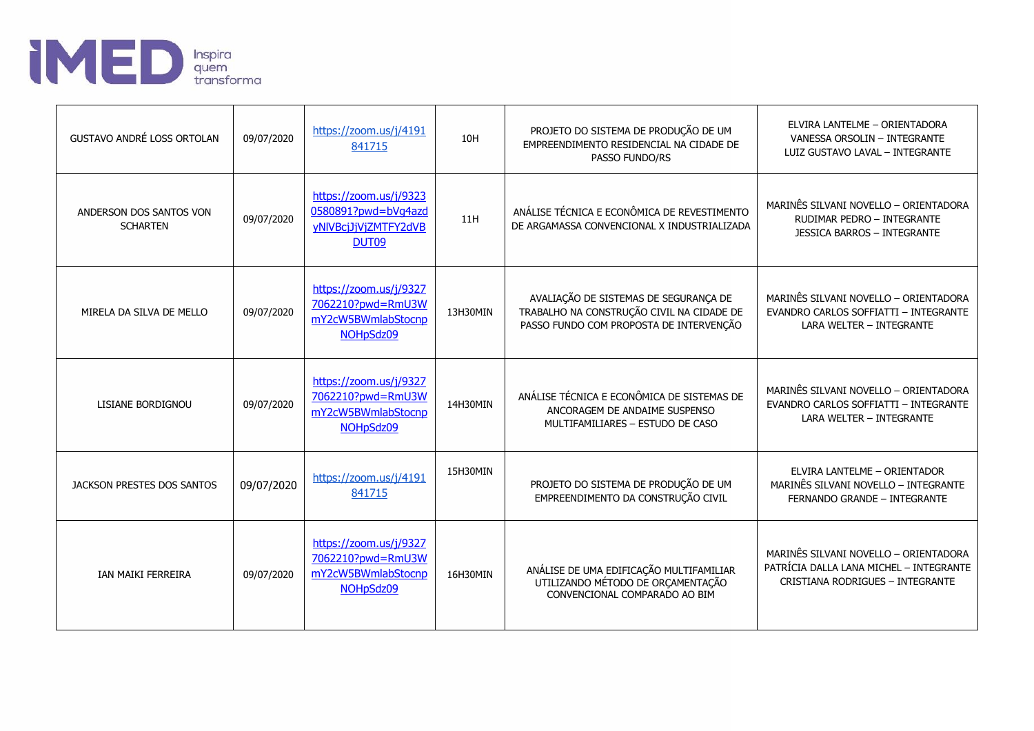| GUSTAVO ANDRÉ LOSS ORTOLAN | 09/07/2020 | https://zoom.us/j/4191841715 | 10H | PROJETO DO SISTEMA DE PRODUÇÃO DE UM EMPREENDIMENTO RESIDENCIAL NA CIDADE DE PASSO FUNDO/RS | ELVIRA LANTELME – ORIENTADORA<br>VANESSA ORSOLIN – INTEGRANTE<br>LUIZ GUSTAVO LAVAL – INTEGRANTE |
|---|---|---|---|---|---|
| ANDERSON DOS SANTOS VON SCHARTEN | 09/07/2020 | https://zoom.us/j/93230580891?pwd=bVg4azdyNlVBcjJjVjZMTFY2dVBDUT09 | 11H | ANÁLISE TÉCNICA E ECONÔMICA DE REVESTIMENTO DE ARGAMASSA CONVENCIONAL X INDUSTRIALIZADA | MARINÊS SILVANI NOVELLO – ORIENTADORA<br>RUDIMAR PEDRO – INTEGRANTE<br>JESSICA BARROS – INTEGRANTE |
| MIRELA DA SILVA DE MELLO | 09/07/2020 | https://zoom.us/j/93277062210?pwd=RmU3WmY2cW5BWmlabStocnpNOHpSdz09 | 13H30MIN | AVALIAÇÃO DE SISTEMAS DE SEGURANÇA DE TRABALHO NA CONSTRUÇÃO CIVIL NA CIDADE DE PASSO FUNDO COM PROPOSTA DE INTERVENÇÃO | MARINÊS SILVANI NOVELLO – ORIENTADORA<br>EVANDRO CARLOS SOFFIATTI – INTEGRANTE<br>LARA WELTER – INTEGRANTE |
| LISIANE BORDIGNOU | 09/07/2020 | https://zoom.us/j/93277062210?pwd=RmU3WmY2cW5BWmlabStocnpNOHpSdz09 | 14H30MIN | ANÁLISE TÉCNICA E ECONÔMICA DE SISTEMAS DE ANCORAGEM DE ANDAIME SUSPENSO MULTIFAMILIARES – ESTUDO DE CASO | MARINÊS SILVANI NOVELLO – ORIENTADORA<br>EVANDRO CARLOS SOFFIATTI – INTEGRANTE<br>LARA WELTER – INTEGRANTE |
| JACKSON PRESTES DOS SANTOS | 09/07/2020 | https://zoom.us/j/4191841715 | 15H30MIN | PROJETO DO SISTEMA DE PRODUÇÃO DE UM EMPREENDIMENTO DA CONSTRUÇÃO CIVIL | ELVIRA LANTELME – ORIENTADOR<br>MARINÊS SILVANI NOVELLO – INTEGRANTE<br>FERNANDO GRANDE – INTEGRANTE |
| IAN MAIKI FERREIRA | 09/07/2020 | https://zoom.us/j/93277062210?pwd=RmU3WmY2cW5BWmlabStocnpNOHpSdz09 | 16H30MIN | ANÁLISE DE UMA EDIFICAÇÃO MULTIFAMILIAR UTILIZANDO MÉTODO DE ORÇAMENTAÇÃO CONVENCIONAL COMPARADO AO BIM | MARINÊS SILVANI NOVELLO – ORIENTADORA<br>PATRÍCIA DALLA LANA MICHEL – INTEGRANTE<br>CRISTIANA RODRIGUES – INTEGRANTE |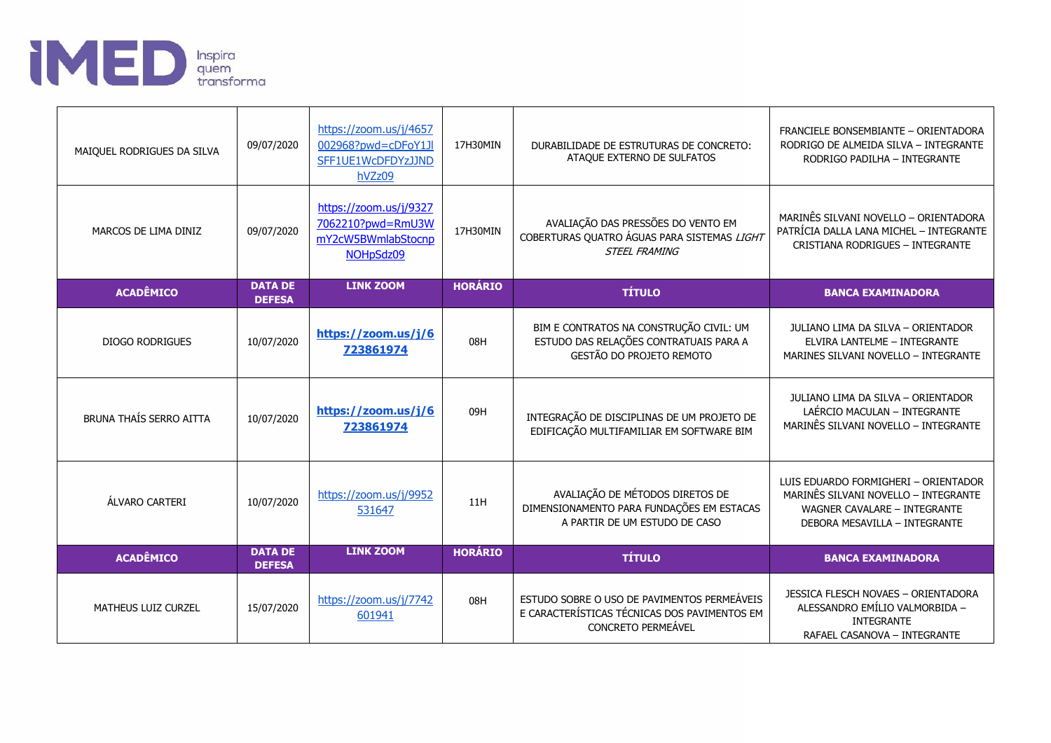| ACADÊMICO | DATA DE DEFESA | LINK ZOOM | HORÁRIO | TÍTULO | BANCA EXAMINADORA |
|---|---|---|---|---|---|
| MAIQUEL RODRIGUES DA SILVA | 09/07/2020 | https://zoom.us/j/4657002968?pwd=cDFoY1JlSFF1UE1WcDFDYzJJNDhVZz09 | 17H30MIN | DURABILIDADE DE ESTRUTURAS DE CONCRETO: ATAQUE EXTERNO DE SULFATOS | FRANCIELE BONSEMBIANTE – ORIENTADORA<br>RODRIGO DE ALMEIDA SILVA – INTEGRANTE<br>RODRIGO PADILHA – INTEGRANTE |
| MARCOS DE LIMA DINIZ | 09/07/2020 | https://zoom.us/j/93277062210?pwd=RmU3WmY2cW5BWmlabStocnpNOHpSdz09 | 17H30MIN | AVALIAÇÃO DAS PRESSÕES DO VENTO EM COBERTURAS QUATRO ÁGUAS PARA SISTEMAS *LIGHT STEEL FRAMING* | MARINÊS SILVANI NOVELLO – ORIENTADORA<br>PATRÍCIA DALLA LANA MICHEL – INTEGRANTE<br>CRISTIANA RODRIGUES – INTEGRANTE |
| **ACADÊMICO** | **DATA DE DEFESA** | **LINK ZOOM** | **HORÁRIO** | **TÍTULO** | **BANCA EXAMINADORA** |
| DIOGO RODRIGUES | 10/07/2020 | **https://zoom.us/j/6723861974** | 08H | BIM E CONTRATOS NA CONSTRUÇÃO CIVIL: UM ESTUDO DAS RELAÇÕES CONTRATUAIS PARA A GESTÃO DO PROJETO REMOTO | JULIANO LIMA DA SILVA – ORIENTADOR<br>ELVIRA LANTELME – INTEGRANTE<br>MARINES SILVANI NOVELLO – INTEGRANTE |
| BRUNA THAÍS SERRO AITTA | 10/07/2020 | **https://zoom.us/j/6723861974** | 09H | INTEGRAÇÃO DE DISCIPLINAS DE UM PROJETO DE EDIFICAÇÃO MULTIFAMILIAR EM SOFTWARE BIM | JULIANO LIMA DA SILVA – ORIENTADOR<br>LAÉRCIO MACULAN – INTEGRANTE<br>MARINÊS SILVANI NOVELLO – INTEGRANTE |
| ÁLVARO CARTERI | 10/07/2020 | https://zoom.us/j/9952531647 | 11H | AVALIAÇÃO DE MÉTODOS DIRETOS DE DIMENSIONAMENTO PARA FUNDAÇÕES EM ESTACAS A PARTIR DE UM ESTUDO DE CASO | LUIS EDUARDO FORMIGHERI – ORIENTADOR<br>MARINÊS SILVANI NOVELLO – INTEGRANTE<br>WAGNER CAVALARE – INTEGRANTE<br>DEBORA MESAVILLA – INTEGRANTE |
| **ACADÊMICO** | **DATA DE DEFESA** | **LINK ZOOM** | **HORÁRIO** | **TÍTULO** | **BANCA EXAMINADORA** |
| MATHEUS LUIZ CURZEL | 15/07/2020 | https://zoom.us/j/7742601941 | 08H | ESTUDO SOBRE O USO DE PAVIMENTOS PERMEÁVEIS E CARACTERÍSTICAS TÉCNICAS DOS PAVIMENTOS EM CONCRETO PERMEÁVEL | JESSICA FLESCH NOVAES – ORIENTADORA<br>ALESSANDRO EMÍLIO VALMORBIDA – INTEGRANTE<br>RAFAEL CASANOVA – INTEGRANTE |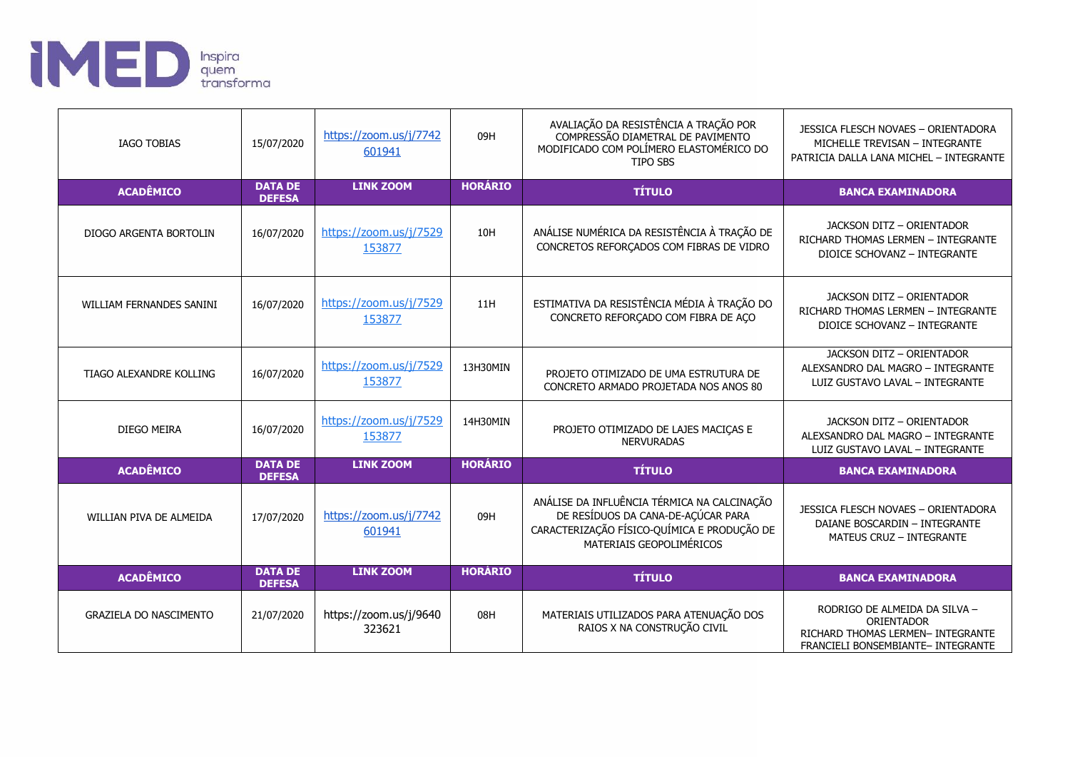| | | | | | |
|---|---|---|---|---|---|
| IAGO TOBIAS | 15/07/2020 | https://zoom.us/j/7742601941 | 09H | AVALIAÇÃO DA RESISTÊNCIA A TRAÇÃO POR COMPRESSÃO DIAMETRAL DE PAVIMENTO MODIFICADO COM POLÍMERO ELASTOMÉRICO DO TIPO SBS | JESSICA FLESCH NOVAES – ORIENTADORA<br>MICHELLE TREVISAN – INTEGRANTE<br>PATRICIA DALLA LANA MICHEL – INTEGRANTE |
| **ACADÊMICO** | **DATA DE DEFESA** | **LINK ZOOM** | **HORÁRIO** | **TÍTULO** | **BANCA EXAMINADORA** |
| DIOGO ARGENTA BORTOLIN | 16/07/2020 | https://zoom.us/j/7529153877 | 10H | ANÁLISE NUMÉRICA DA RESISTÊNCIA À TRAÇÃO DE CONCRETOS REFORÇADOS COM FIBRAS DE VIDRO | JACKSON DITZ – ORIENTADOR<br>RICHARD THOMAS LERMEN – INTEGRANTE<br>DIOICE SCHOVANZ – INTEGRANTE |
| WILLIAM FERNANDES SANINI | 16/07/2020 | https://zoom.us/j/7529153877 | 11H | ESTIMATIVA DA RESISTÊNCIA MÉDIA À TRAÇÃO DO CONCRETO REFORÇADO COM FIBRA DE AÇO | JACKSON DITZ – ORIENTADOR<br>RICHARD THOMAS LERMEN – INTEGRANTE<br>DIOICE SCHOVANZ – INTEGRANTE |
| TIAGO ALEXANDRE KOLLING | 16/07/2020 | https://zoom.us/j/7529153877 | 13H30MIN | PROJETO OTIMIZADO DE UMA ESTRUTURA DE CONCRETO ARMADO PROJETADA NOS ANOS 80 | JACKSON DITZ – ORIENTADOR<br>ALEXSANDRO DAL MAGRO – INTEGRANTE<br>LUIZ GUSTAVO LAVAL – INTEGRANTE |
| DIEGO MEIRA | 16/07/2020 | https://zoom.us/j/7529153877 | 14H30MIN | PROJETO OTIMIZADO DE LAJES MACIÇAS E NERVURADAS | JACKSON DITZ – ORIENTADOR<br>ALEXSANDRO DAL MAGRO – INTEGRANTE<br>LUIZ GUSTAVO LAVAL – INTEGRANTE |
| **ACADÊMICO** | **DATA DE DEFESA** | **LINK ZOOM** | **HORÁRIO** | **TÍTULO** | **BANCA EXAMINADORA** |
| WILLIAN PIVA DE ALMEIDA | 17/07/2020 | https://zoom.us/j/7742601941 | 09H | ANÁLISE DA INFLUÊNCIA TÉRMICA NA CALCINAÇÃO DE RESÍDUOS DA CANA-DE-AÇÚCAR PARA CARACTERIZAÇÃO FÍSICO-QUÍMICA E PRODUÇÃO DE MATERIAIS GEOPOLIMÉRICOS | JESSICA FLESCH NOVAES – ORIENTADORA<br>DAIANE BOSCARDIN – INTEGRANTE<br>MATEUS CRUZ – INTEGRANTE |
| **ACADÊMICO** | **DATA DE DEFESA** | **LINK ZOOM** | **HORÁRIO** | **TÍTULO** | **BANCA EXAMINADORA** |
| GRAZIELA DO NASCIMENTO | 21/07/2020 | https://zoom.us/j/9640323621 | 08H | MATERIAIS UTILIZADOS PARA ATENUAÇÃO DOS RAIOS X NA CONSTRUÇÃO CIVIL | RODRIGO DE ALMEIDA DA SILVA – ORIENTADOR<br>RICHARD THOMAS LERMEN– INTEGRANTE<br>FRANCIELI BONSEMBIANTE– INTEGRANTE |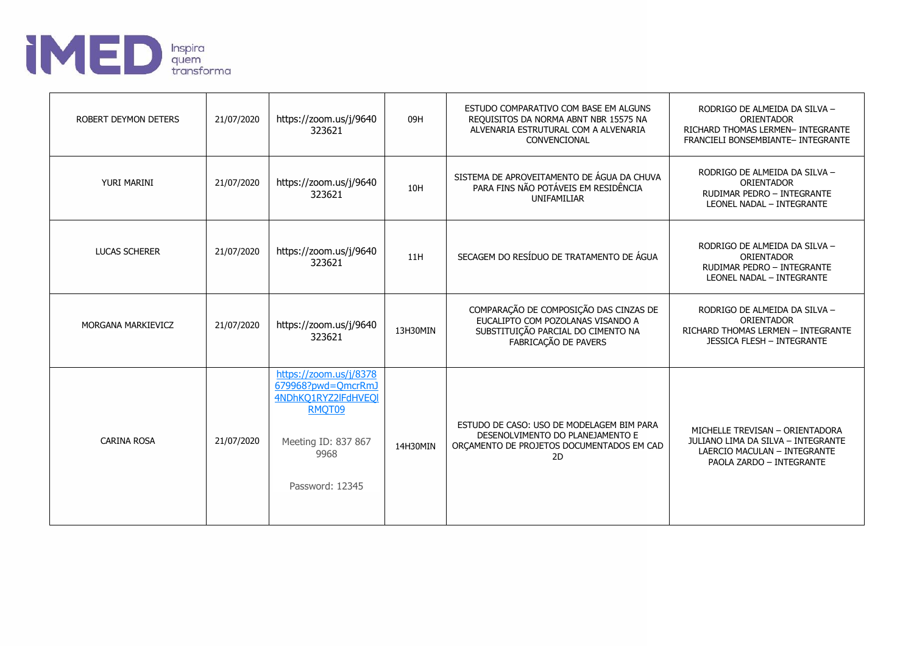| | | | | | |
|---|---|---|---|---|---|
| ROBERT DEYMON DETERS | 21/07/2020 | https://zoom.us/j/9640323621 | 09H | ESTUDO COMPARATIVO COM BASE EM ALGUNS REQUISITOS DA NORMA ABNT NBR 15575 NA ALVENARIA ESTRUTURAL COM A ALVENARIA CONVENCIONAL | RODRIGO DE ALMEIDA DA SILVA – ORIENTADOR<br>RICHARD THOMAS LERMEN– INTEGRANTE<br>FRANCIELI BONSEMBIANTE– INTEGRANTE |
| YURI MARINI | 21/07/2020 | https://zoom.us/j/9640323621 | 10H | SISTEMA DE APROVEITAMENTO DE ÁGUA DA CHUVA PARA FINS NÃO POTÁVEIS EM RESIDÊNCIA UNIFAMILIAR | RODRIGO DE ALMEIDA DA SILVA – ORIENTADOR<br>RUDIMAR PEDRO – INTEGRANTE<br>LEONEL NADAL – INTEGRANTE |
| LUCAS SCHERER | 21/07/2020 | https://zoom.us/j/9640323621 | 11H | SECAGEM DO RESÍDUO DE TRATAMENTO DE ÁGUA | RODRIGO DE ALMEIDA DA SILVA – ORIENTADOR<br>RUDIMAR PEDRO – INTEGRANTE<br>LEONEL NADAL – INTEGRANTE |
| MORGANA MARKIEVICZ | 21/07/2020 | https://zoom.us/j/9640323621 | 13H30MIN | COMPARAÇÃO DE COMPOSIÇÃO DAS CINZAS DE EUCALIPTO COM POZOLANAS VISANDO A SUBSTITUIÇÃO PARCIAL DO CIMENTO NA FABRICAÇÃO DE PAVERS | RODRIGO DE ALMEIDA DA SILVA – ORIENTADOR<br>RICHARD THOMAS LERMEN – INTEGRANTE<br>JESSICA FLESH – INTEGRANTE |
| CARINA ROSA | 21/07/2020 | https://zoom.us/j/8378679968?pwd=QmcrRmJ4NDhKQ1RYZ2lFdHVEQlRMQT09<br><br>Meeting ID: 837 867 9968<br><br>Password: 12345 | 14H30MIN | ESTUDO DE CASO: USO DE MODELAGEM BIM PARA DESENOLVIMENTO DO PLANEJAMENTO E ORÇAMENTO DE PROJETOS DOCUMENTADOS EM CAD 2D | MICHELLE TREVISAN – ORIENTADORA<br>JULIANO LIMA DA SILVA – INTEGRANTE<br>LAERCIO MACULAN – INTEGRANTE<br>PAOLA ZARDO – INTEGRANTE |